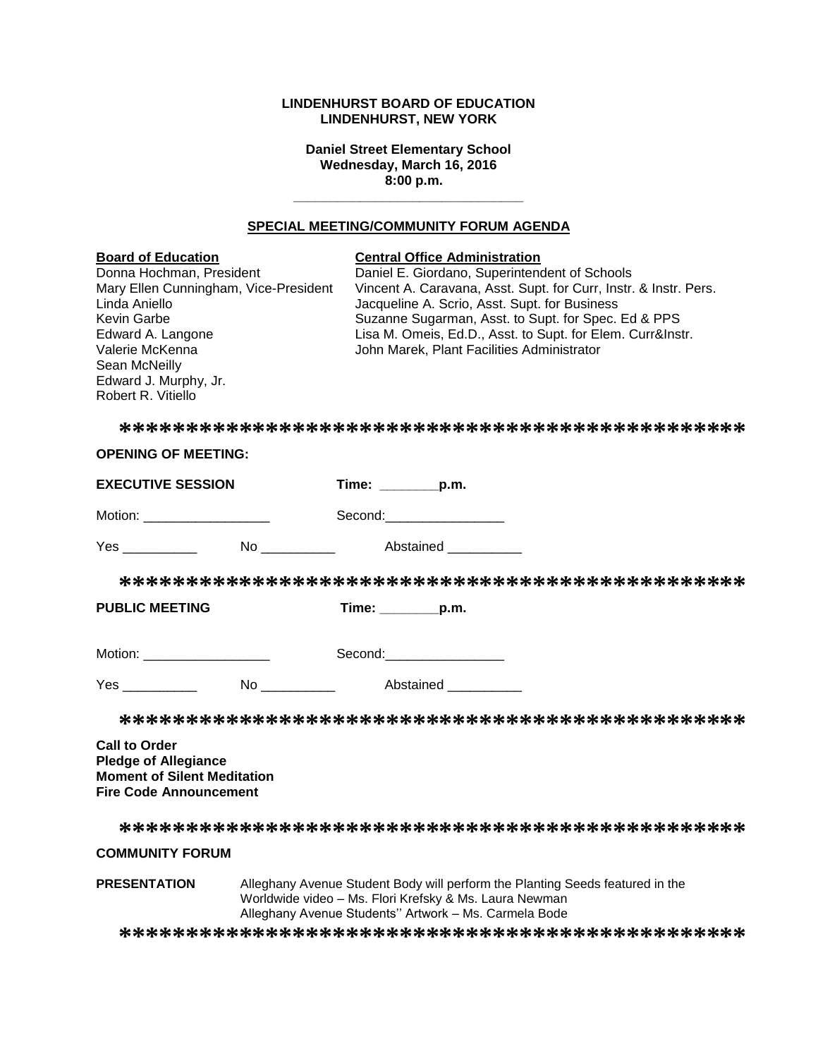**LINDENHURST BOARD OF EDUCATION**
**LINDENHURST, NEW YORK**

**Daniel Street Elementary School**
**Wednesday, March 16, 2016**
**8:00 p.m.**

---

## SPECIAL MEETING/COMMUNITY FORUM AGENDA

**Board of Education**
Donna Hochman, President
Mary Ellen Cunningham, Vice-President
Linda Aniello
Kevin Garbe
Edward A. Langone
Valerie McKenna
Sean McNeilly
Edward J. Murphy, Jr.
Robert R. Vitiello

**Central Office Administration**
Daniel E. Giordano, Superintendent of Schools
Vincent A. Caravana, Asst. Supt. for Curr, Instr. & Instr. Pers.
Jacqueline A. Scrio, Asst. Supt. for Business
Suzanne Sugarman, Asst. to Supt. for Spec. Ed & PPS
Lisa M. Omeis, Ed.D., Asst. to Supt. for Elem. Curr&Instr.
John Marek, Plant Facilities Administrator

*********************************************

**OPENING OF MEETING:**

**EXECUTIVE SESSION** **Time: ________p.m.**

Motion: _________________ Second:________________

Yes __________ No __________ Abstained __________

*********************************************

**PUBLIC MEETING** **Time: ________p.m.**

Motion: _________________ Second:________________

Yes __________ No __________ Abstained __________

*********************************************

**Call to Order**
**Pledge of Allegiance**
**Moment of Silent Meditation**
**Fire Code Announcement**

*********************************************

**COMMUNITY FORUM**

**PRESENTATION** Alleghany Avenue Student Body will perform the Planting Seeds featured in the Worldwide video – Ms. Flori Krefsky & Ms. Laura Newman
Alleghany Avenue Students'' Artwork – Ms. Carmela Bode

*********************************************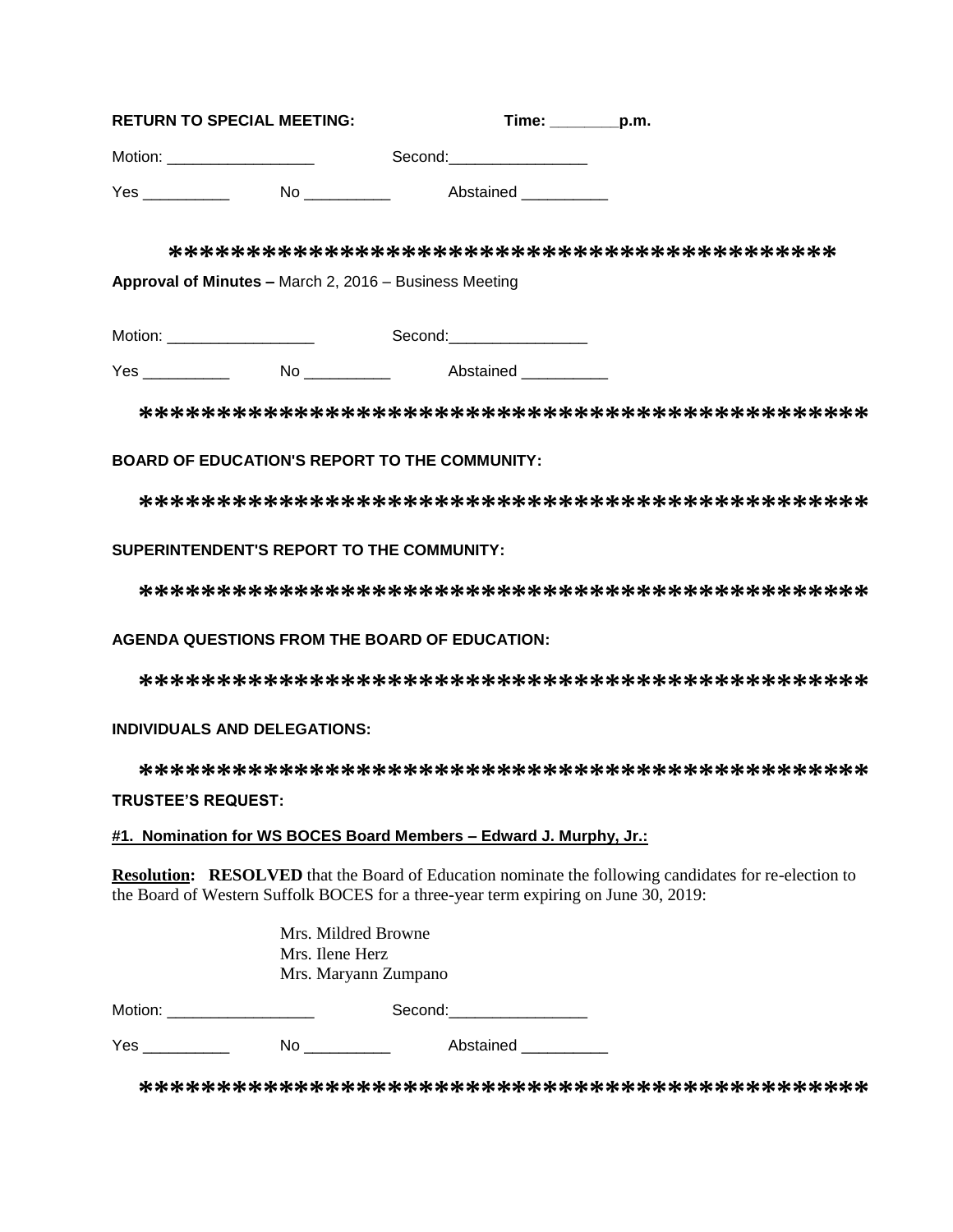**RETURN TO SPECIAL MEETING:** **Time: ________p.m.**

Motion: _________________ Second:________________

Yes __________ No __________ Abstained __________

*******************************************

**Approval of Minutes –** March 2, 2016 – Business Meeting

Motion: _________________ Second:________________

Yes __________ No __________ Abstained __________

*********************************************

**BOARD OF EDUCATION'S REPORT TO THE COMMUNITY:**

*********************************************

**SUPERINTENDENT'S REPORT TO THE COMMUNITY:**

*********************************************

**AGENDA QUESTIONS FROM THE BOARD OF EDUCATION:**

*********************************************

**INDIVIDUALS AND DELEGATIONS:**

*********************************************

**TRUSTEE'S REQUEST:**

**#1. Nomination for WS BOCES Board Members – Edward J. Murphy, Jr.:**

**Resolution: RESOLVED** that the Board of Education nominate the following candidates for re-election to the Board of Western Suffolk BOCES for a three-year term expiring on June 30, 2019:

Mrs. Mildred Browne
Mrs. Ilene Herz
Mrs. Maryann Zumpano

Motion: _________________ Second:________________

Yes __________ No __________ Abstained __________

*********************************************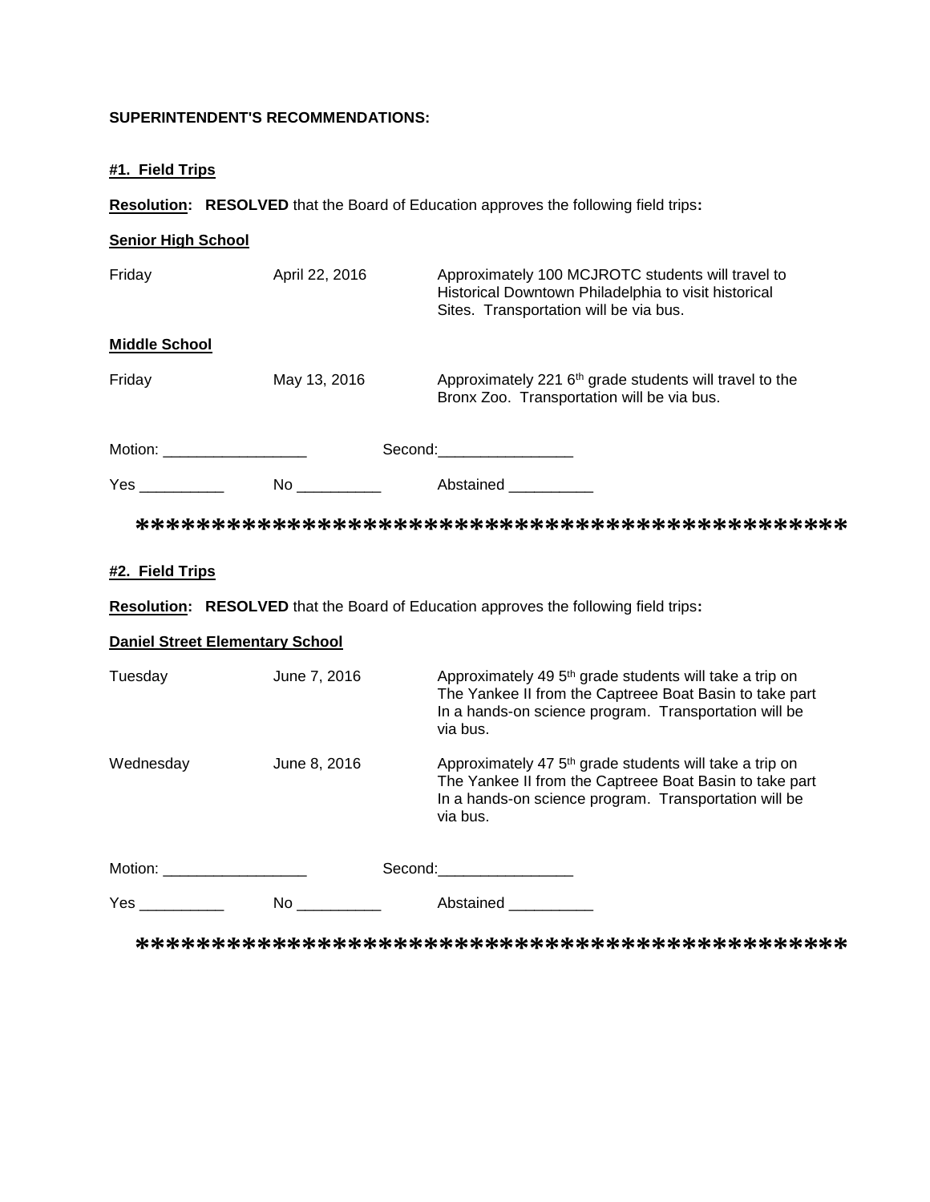**SUPERINTENDENT'S RECOMMENDATIONS:**

**#1. Field Trips**

**Resolution: RESOLVED** that the Board of Education approves the following field trips**:**

**Senior High School**

| | | |
|---|---|---|
| Friday | April 22, 2016 | Approximately 100 MCJROTC students will travel to Historical Downtown Philadelphia to visit historical Sites. Transportation will be via bus. |

**Middle School**

| | | |
|---|---|---|
| Friday | May 13, 2016 | Approximately 221 6th grade students will travel to the Bronx Zoo. Transportation will be via bus. |

Motion: _________________ Second:________________

Yes __________ No __________ Abstained __________

*********************************************

**#2. Field Trips**

**Resolution: RESOLVED** that the Board of Education approves the following field trips**:**

**Daniel Street Elementary School**

| | | |
|---|---|---|
| Tuesday | June 7, 2016 | Approximately 49 5th grade students will take a trip on The Yankee II from the Captreee Boat Basin to take part In a hands-on science program. Transportation will be via bus. |
| Wednesday | June 8, 2016 | Approximately 47 5th grade students will take a trip on The Yankee II from the Captreee Boat Basin to take part In a hands-on science program. Transportation will be via bus. |

Motion: _________________ Second:________________

Yes __________ No __________ Abstained __________

*********************************************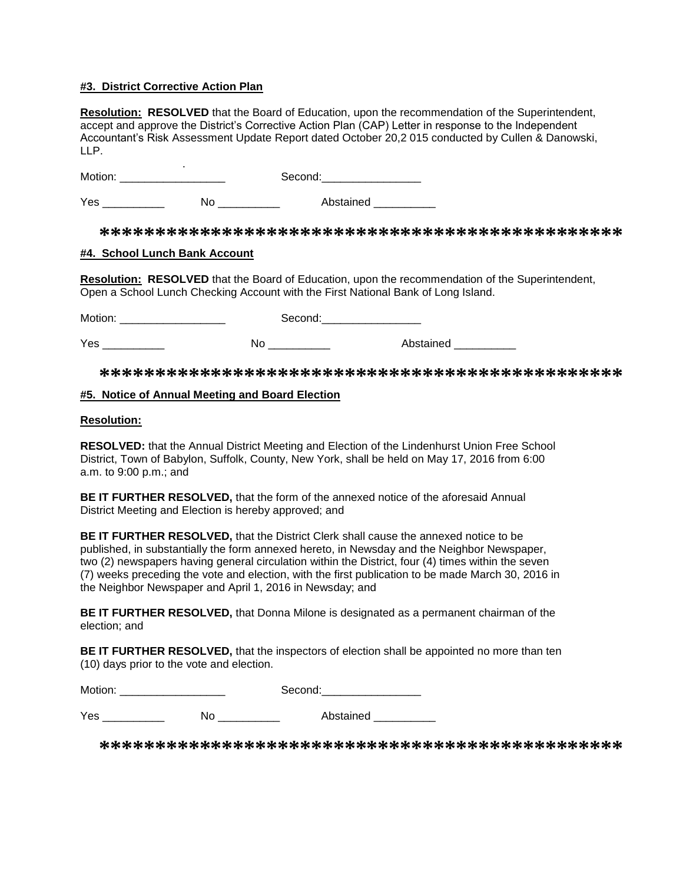**#3. District Corrective Action Plan**

**Resolution: RESOLVED** that the Board of Education, upon the recommendation of the Superintendent, accept and approve the District's Corrective Action Plan (CAP) Letter in response to the Independent Accountant's Risk Assessment Update Report dated October 20,2 015 conducted by Cullen & Danowski, LLP.

Motion: _________________ Second:________________

Yes __________ No __________ Abstained __________

**********************************************

**#4. School Lunch Bank Account**

**Resolution: RESOLVED** that the Board of Education, upon the recommendation of the Superintendent, Open a School Lunch Checking Account with the First National Bank of Long Island.

Motion: _________________ Second:________________

Yes __________ No __________ Abstained __________

**********************************************

**#5. Notice of Annual Meeting and Board Election**

**Resolution:**

**RESOLVED:** that the Annual District Meeting and Election of the Lindenhurst Union Free School District, Town of Babylon, Suffolk, County, New York, shall be held on May 17, 2016 from 6:00 a.m. to 9:00 p.m.; and

**BE IT FURTHER RESOLVED,** that the form of the annexed notice of the aforesaid Annual District Meeting and Election is hereby approved; and

**BE IT FURTHER RESOLVED,** that the District Clerk shall cause the annexed notice to be published, in substantially the form annexed hereto, in Newsday and the Neighbor Newspaper, two (2) newspapers having general circulation within the District, four (4) times within the seven (7) weeks preceding the vote and election, with the first publication to be made March 30, 2016 in the Neighbor Newspaper and April 1, 2016 in Newsday; and

**BE IT FURTHER RESOLVED,** that Donna Milone is designated as a permanent chairman of the election; and

**BE IT FURTHER RESOLVED,** that the inspectors of election shall be appointed no more than ten (10) days prior to the vote and election.

Motion: _________________ Second:________________

Yes __________ No __________ Abstained __________

**********************************************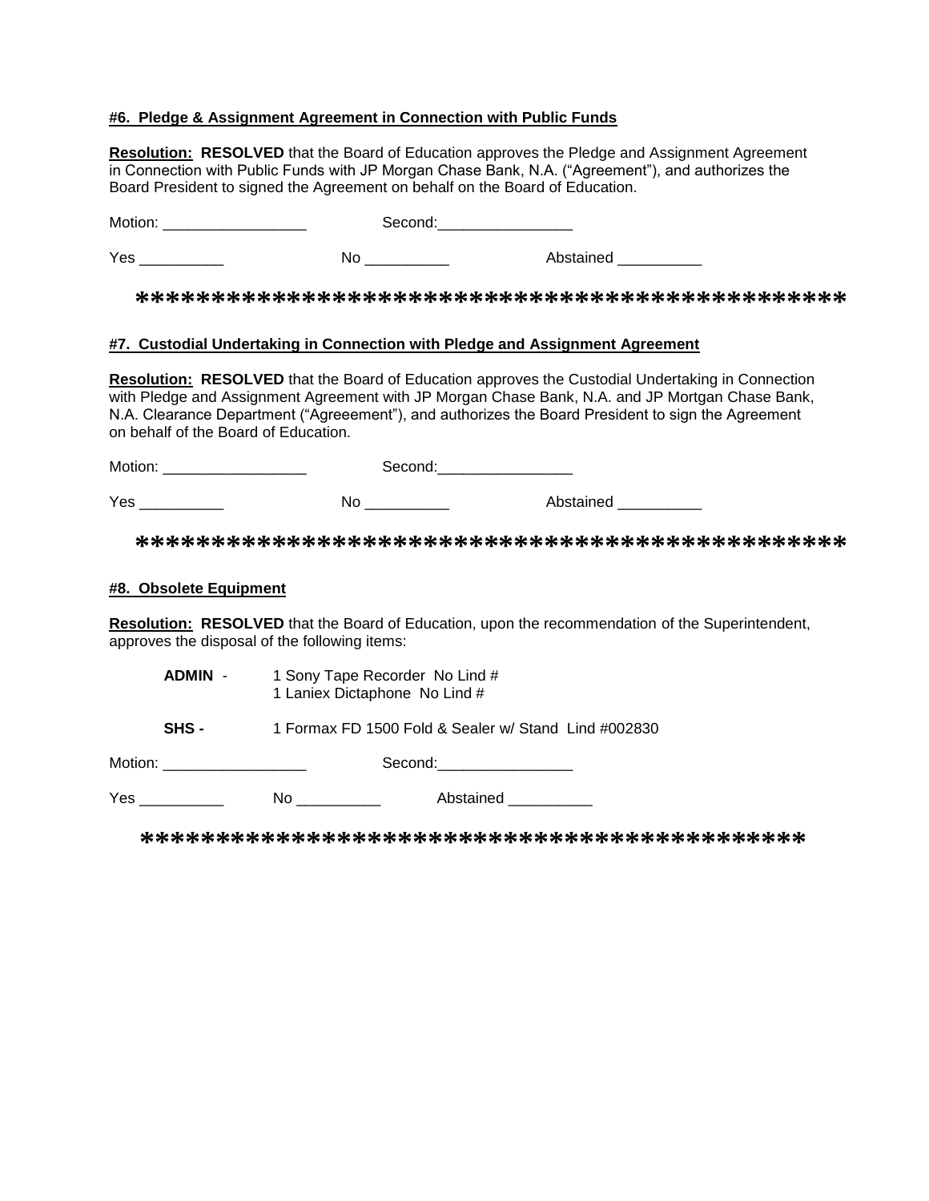**#6. Pledge & Assignment Agreement in Connection with Public Funds**

**Resolution: RESOLVED** that the Board of Education approves the Pledge and Assignment Agreement in Connection with Public Funds with JP Morgan Chase Bank, N.A. ("Agreement"), and authorizes the Board President to signed the Agreement on behalf on the Board of Education.

Motion: _________________ Second:________________

Yes __________ No __________ Abstained __________

*********************************************

**#7. Custodial Undertaking in Connection with Pledge and Assignment Agreement**

**Resolution: RESOLVED** that the Board of Education approves the Custodial Undertaking in Connection with Pledge and Assignment Agreement with JP Morgan Chase Bank, N.A. and JP Mortgan Chase Bank, N.A. Clearance Department ("Agreeement"), and authorizes the Board President to sign the Agreement on behalf of the Board of Education.

Motion: _________________ Second:________________

Yes __________ No __________ Abstained __________

*********************************************

**#8. Obsolete Equipment**

**Resolution: RESOLVED** that the Board of Education, upon the recommendation of the Superintendent, approves the disposal of the following items:

**ADMIN** - 1 Sony Tape Recorder No Lind #
1 Laniex Dictaphone No Lind #

**SHS** - 1 Formax FD 1500 Fold & Sealer w/ Stand Lind #002830

Motion: _________________ Second:________________

Yes __________ No __________ Abstained __________

*******************************************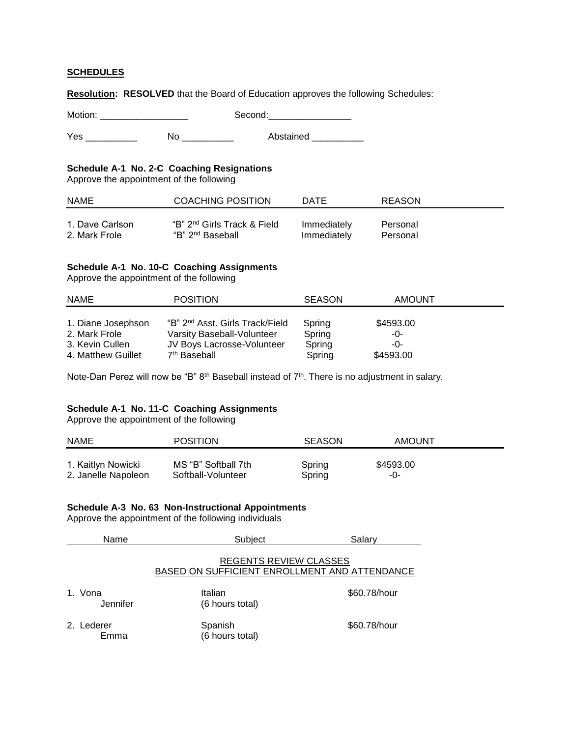**SCHEDULES**

**Resolution: RESOLVED** that the Board of Education approves the following Schedules:

Motion: _________________ Second:________________

Yes __________ No __________ Abstained __________

**Schedule A-1 No. 2-C Coaching Resignations**
Approve the appointment of the following

| NAME | COACHING POSITION | DATE | REASON |
|---|---|---|---|
| 1. Dave Carlson | "B" 2nd Girls Track & Field | Immediately | Personal |
| 2. Mark Frole | "B" 2nd Baseball | Immediately | Personal |

**Schedule A-1 No. 10-C Coaching Assignments**
Approve the appointment of the following

| NAME | POSITION | SEASON | AMOUNT |
|---|---|---|---|
| 1. Diane Josephson | "B" 2nd Asst. Girls Track/Field | Spring | $4593.00 |
| 2. Mark Frole | Varsity Baseball-Volunteer | Spring | -0- |
| 3. Kevin Cullen | JV Boys Lacrosse-Volunteer | Spring | -0- |
| 4. Matthew Guillet | 7th Baseball | Spring | $4593.00 |

Note-Dan Perez will now be "B" 8th Baseball instead of 7th. There is no adjustment in salary.

**Schedule A-1 No. 11-C Coaching Assignments**
Approve the appointment of the following

| NAME | POSITION | SEASON | AMOUNT |
|---|---|---|---|
| 1. Kaitlyn Nowicki | MS "B" Softball 7th | Spring | $4593.00 |
| 2. Janelle Napoleon | Softball-Volunteer | Spring | -0- |

**Schedule A-3 No. 63 Non-Instructional Appointments**
Approve the appointment of the following individuals

| Name | Subject | Salary |
|---|---|---|
| | REGENTS REVIEW CLASSES BASED ON SUFFICIENT ENROLLMENT AND ATTENDANCE | |
| 1. Vona Jennifer | Italian (6 hours total) | $60.78/hour |
| 2. Lederer Emma | Spanish (6 hours total) | $60.78/hour |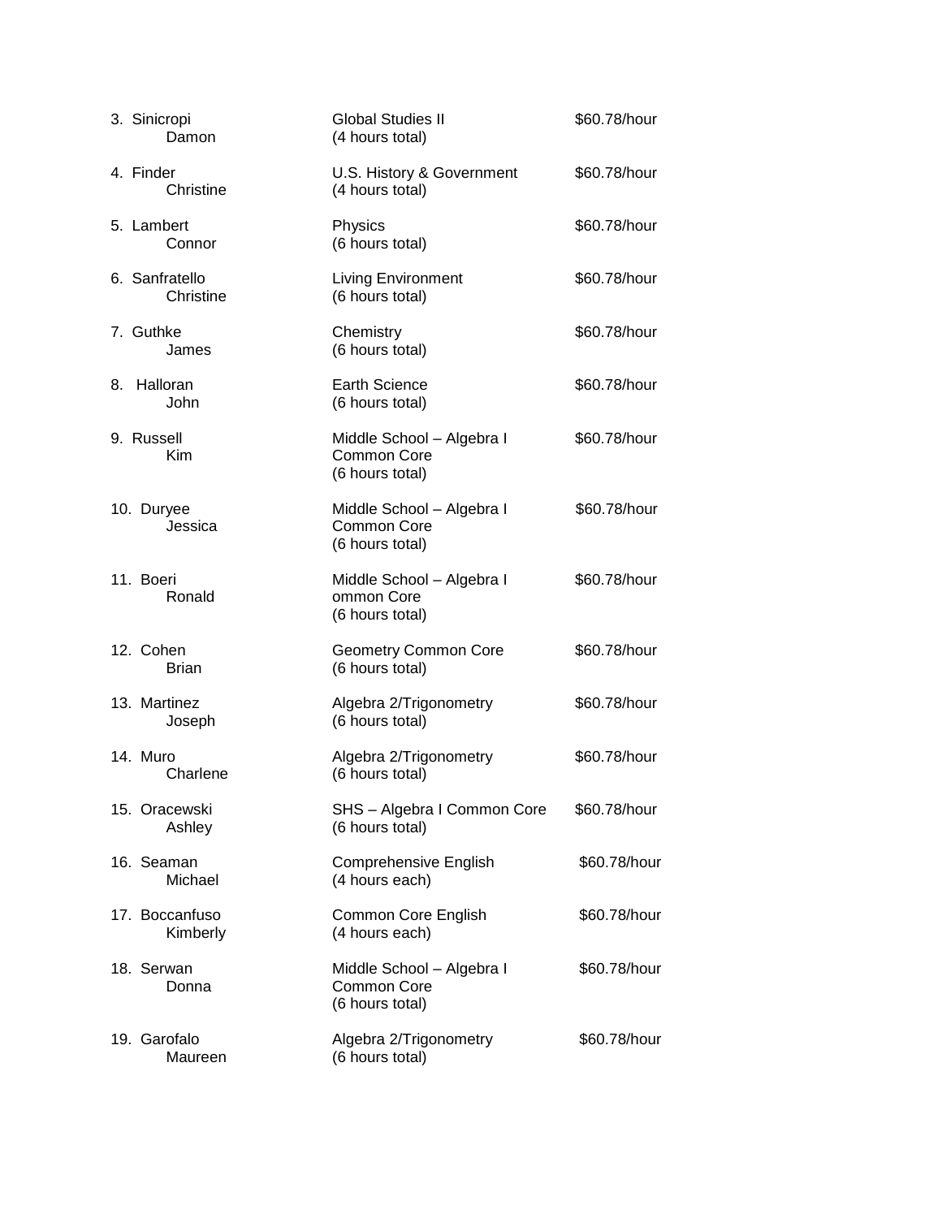3. Sinicropi
   Damon — Global Studies II (4 hours total) — $60.78/hour

4. Finder
   Christine — U.S. History & Government (4 hours total) — $60.78/hour

5. Lambert
   Connor — Physics (6 hours total) — $60.78/hour

6. Sanfratello
   Christine — Living Environment (6 hours total) — $60.78/hour

7. Guthke
   James — Chemistry (6 hours total) — $60.78/hour

8. Halloran
   John — Earth Science (6 hours total) — $60.78/hour

9. Russell
   Kim — Middle School – Algebra I Common Core (6 hours total) — $60.78/hour

10. Duryee
    Jessica — Middle School – Algebra I Common Core (6 hours total) — $60.78/hour

11. Boeri
    Ronald — Middle School – Algebra I ommon Core (6 hours total) — $60.78/hour

12. Cohen
    Brian — Geometry Common Core (6 hours total) — $60.78/hour

13. Martinez
    Joseph — Algebra 2/Trigonometry (6 hours total) — $60.78/hour

14. Muro
    Charlene — Algebra 2/Trigonometry (6 hours total) — $60.78/hour

15. Oracewski
    Ashley — SHS – Algebra I Common Core (6 hours total) — $60.78/hour

16. Seaman
    Michael — Comprehensive English (4 hours each) — $60.78/hour

17. Boccanfuso
    Kimberly — Common Core English (4 hours each) — $60.78/hour

18. Serwan
    Donna — Middle School – Algebra I Common Core (6 hours total) — $60.78/hour

19. Garofalo
    Maureen — Algebra 2/Trigonometry (6 hours total) — $60.78/hour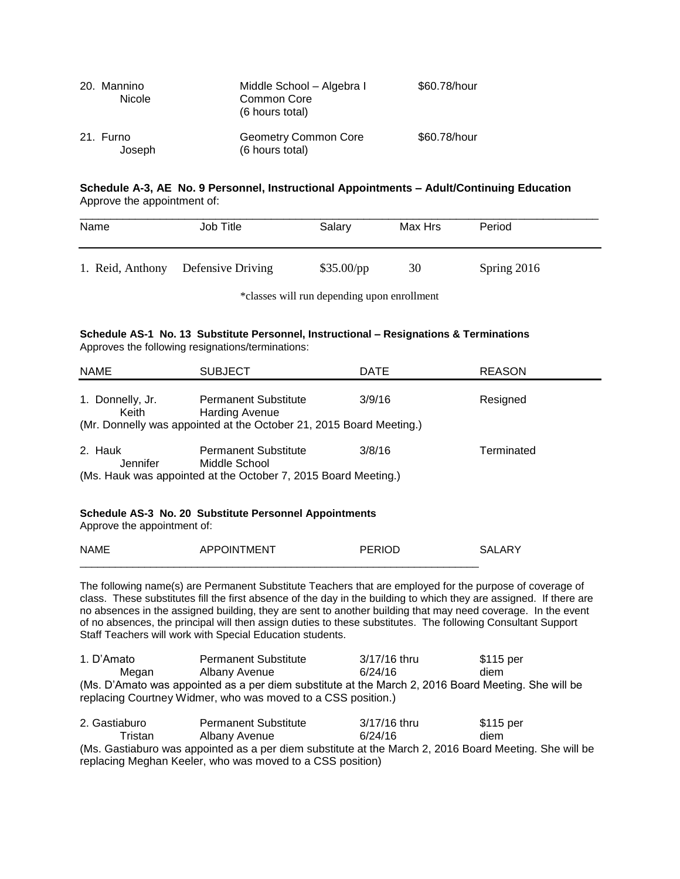| | | |
|---|---|---|
| 20. Mannino Nicole | Middle School – Algebra I Common Core (6 hours total) | $60.78/hour |
| 21. Furno Joseph | Geometry Common Core (6 hours total) | $60.78/hour |

**Schedule A-3, AE No. 9 Personnel, Instructional Appointments – Adult/Continuing Education**
Approve the appointment of:

| Name | Job Title | Salary | Max Hrs | Period |
|---|---|---|---|---|
| 1. Reid, Anthony | Defensive Driving | $35.00/pp | 30 | Spring 2016 |

*classes will run depending upon enrollment

**Schedule AS-1 No. 13 Substitute Personnel, Instructional – Resignations & Terminations**
Approves the following resignations/terminations:

| NAME | SUBJECT | DATE | REASON |
|---|---|---|---|
| 1. Donnelly, Jr. Keith | Permanent Substitute Harding Avenue | 3/9/16 | Resigned |

(Mr. Donnelly was appointed at the October 21, 2015 Board Meeting.)

| NAME | SUBJECT | DATE | REASON |
|---|---|---|---|
| 2. Hauk Jennifer | Permanent Substitute Middle School | 3/8/16 | Terminated |

(Ms. Hauk was appointed at the October 7, 2015 Board Meeting.)

**Schedule AS-3 No. 20 Substitute Personnel Appointments**
Approve the appointment of:

| NAME | APPOINTMENT | PERIOD | SALARY |
|---|---|---|---|

The following name(s) are Permanent Substitute Teachers that are employed for the purpose of coverage of class. These substitutes fill the first absence of the day in the building to which they are assigned. If there are no absences in the assigned building, they are sent to another building that may need coverage. In the event of no absences, the principal will then assign duties to these substitutes. The following Consultant Support Staff Teachers will work with Special Education students.

| NAME | APPOINTMENT | PERIOD | SALARY |
|---|---|---|---|
| 1. D'Amato Megan | Permanent Substitute Albany Avenue | 3/17/16 thru 6/24/16 | $115 per diem |

(Ms. D'Amato was appointed as a per diem substitute at the March 2, 2016 Board Meeting. She will be replacing Courtney Widmer, who was moved to a CSS position.)

| NAME | APPOINTMENT | PERIOD | SALARY |
|---|---|---|---|
| 2. Gastiaburo Tristan | Permanent Substitute Albany Avenue | 3/17/16 thru 6/24/16 | $115 per diem |

(Ms. Gastiaburo was appointed as a per diem substitute at the March 2, 2016 Board Meeting. She will be replacing Meghan Keeler, who was moved to a CSS position)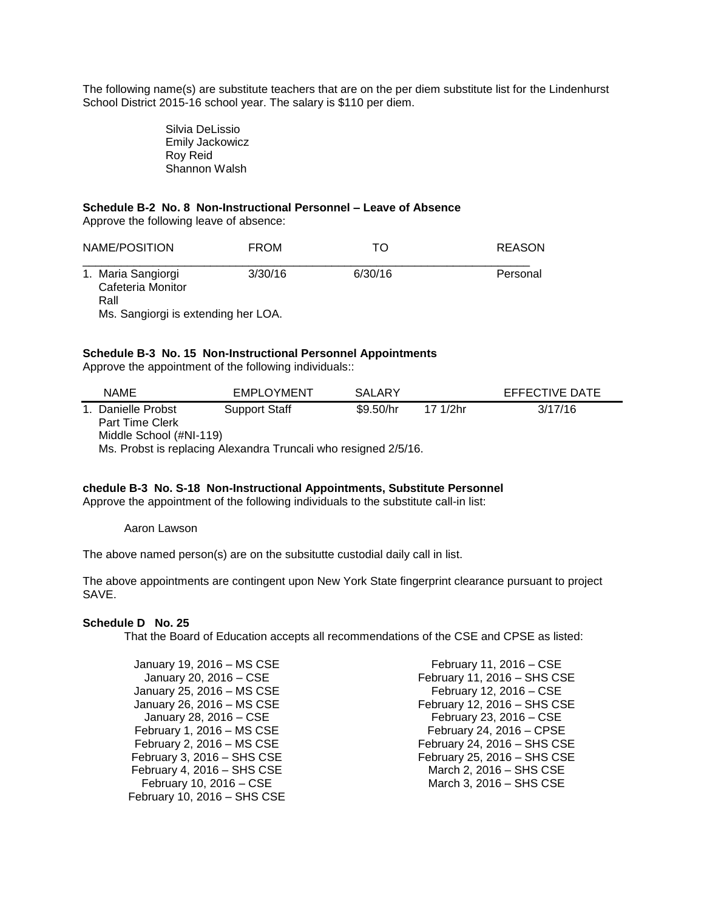The following name(s) are substitute teachers that are on the per diem substitute list for the Lindenhurst School District 2015-16 school year. The salary is $110 per diem.

Silvia DeLissio
Emily Jackowicz
Roy Reid
Shannon Walsh

**Schedule B-2 No. 8 Non-Instructional Personnel – Leave of Absence**
Approve the following leave of absence:

| NAME/POSITION | FROM | TO | REASON |
|---|---|---|---|
| 1. Maria Sangiorgi<br>Cafeteria Monitor<br>Rall<br>Ms. Sangiorgi is extending her LOA. | 3/30/16 | 6/30/16 | Personal |

**Schedule B-3 No. 15 Non-Instructional Personnel Appointments**
Approve the appointment of the following individuals::

| NAME | EMPLOYMENT | SALARY | | EFFECTIVE DATE |
|---|---|---|---|---|
| 1. Danielle Probst<br>Part Time Clerk<br>Middle School (#NI-119)<br>Ms. Probst is replacing Alexandra Truncali who resigned 2/5/16. | Support Staff | $9.50/hr | 17 1/2hr | 3/17/16 |

**chedule B-3 No. S-18 Non-Instructional Appointments, Substitute Personnel**
Approve the appointment of the following individuals to the substitute call-in list:

Aaron Lawson

The above named person(s) are on the subsitutte custodial daily call in list.

The above appointments are contingent upon New York State fingerprint clearance pursuant to project SAVE.

**Schedule D No. 25**
That the Board of Education accepts all recommendations of the CSE and CPSE as listed:

January 19, 2016 – MS CSE
January 20, 2016 – CSE
January 25, 2016 – MS CSE
January 26, 2016 – MS CSE
January 28, 2016 – CSE
February 1, 2016 – MS CSE
February 2, 2016 – MS CSE
February 3, 2016 – SHS CSE
February 4, 2016 – SHS CSE
February 10, 2016 – CSE
February 10, 2016 – SHS CSE
February 11, 2016 – CSE
February 11, 2016 – SHS CSE
February 12, 2016 – CSE
February 12, 2016 – SHS CSE
February 23, 2016 – CSE
February 24, 2016 – CPSE
February 24, 2016 – SHS CSE
February 25, 2016 – SHS CSE
March 2, 2016 – SHS CSE
March 3, 2016 – SHS CSE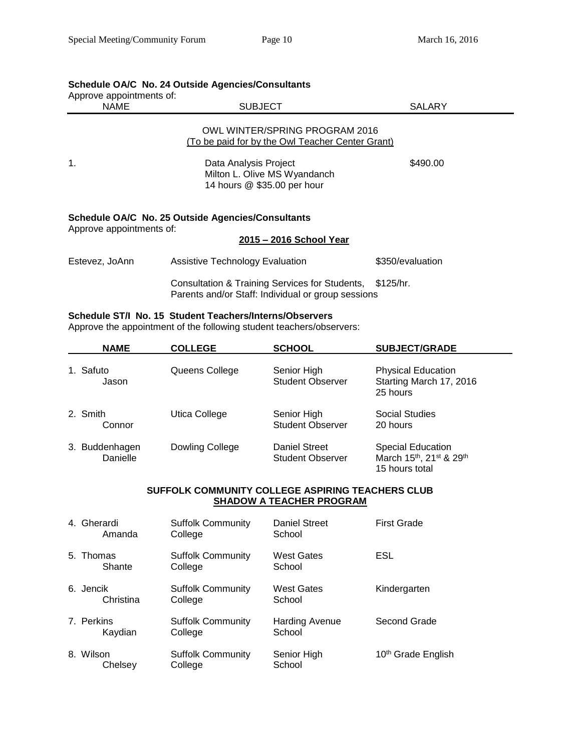**Schedule OA/C No. 24 Outside Agencies/Consultants**

Approve appointments of:

| NAME | SUBJECT | SALARY |
|---|---|---|
| | OWL WINTER/SPRING PROGRAM 2016<br>(To be paid for by the Owl Teacher Center Grant) | |
| 1. | Data Analysis Project<br>Milton L. Olive MS Wyandanch<br>14 hours @ $35.00 per hour | $490.00 |

**Schedule OA/C No. 25 Outside Agencies/Consultants**

Approve appointments of:

**2015 – 2016 School Year**

| | | |
|---|---|---|
| Estevez, JoAnn | Assistive Technology Evaluation | $350/evaluation |
| | Consultation & Training Services for Students, Parents and/or Staff: Individual or group sessions | $125/hr. |

**Schedule ST/I No. 15 Student Teachers/Interns/Observers**

Approve the appointment of the following student teachers/observers:

| NAME | COLLEGE | SCHOOL | SUBJECT/GRADE |
|---|---|---|---|
| 1. Safuto<br>Jason | Queens College | Senior High<br>Student Observer | Physical Education<br>Starting March 17, 2016<br>25 hours |
| 2. Smith<br>Connor | Utica College | Senior High<br>Student Observer | Social Studies<br>20 hours |
| 3. Buddenhagen<br>Danielle | Dowling College | Daniel Street<br>Student Observer | Special Education<br>March 15th, 21st & 29th<br>15 hours total |

**SUFFOLK COMMUNITY COLLEGE ASPIRING TEACHERS CLUB**
**SHADOW A TEACHER PROGRAM**

| NAME | COLLEGE | SCHOOL | SUBJECT/GRADE |
|---|---|---|---|
| 4. Gherardi<br>Amanda | Suffolk Community College | Daniel Street School | First Grade |
| 5. Thomas<br>Shante | Suffolk Community College | West Gates School | ESL |
| 6. Jencik<br>Christina | Suffolk Community College | West Gates School | Kindergarten |
| 7. Perkins<br>Kaydian | Suffolk Community College | Harding Avenue School | Second Grade |
| 8. Wilson<br>Chelsey | Suffolk Community College | Senior High School | 10th Grade English |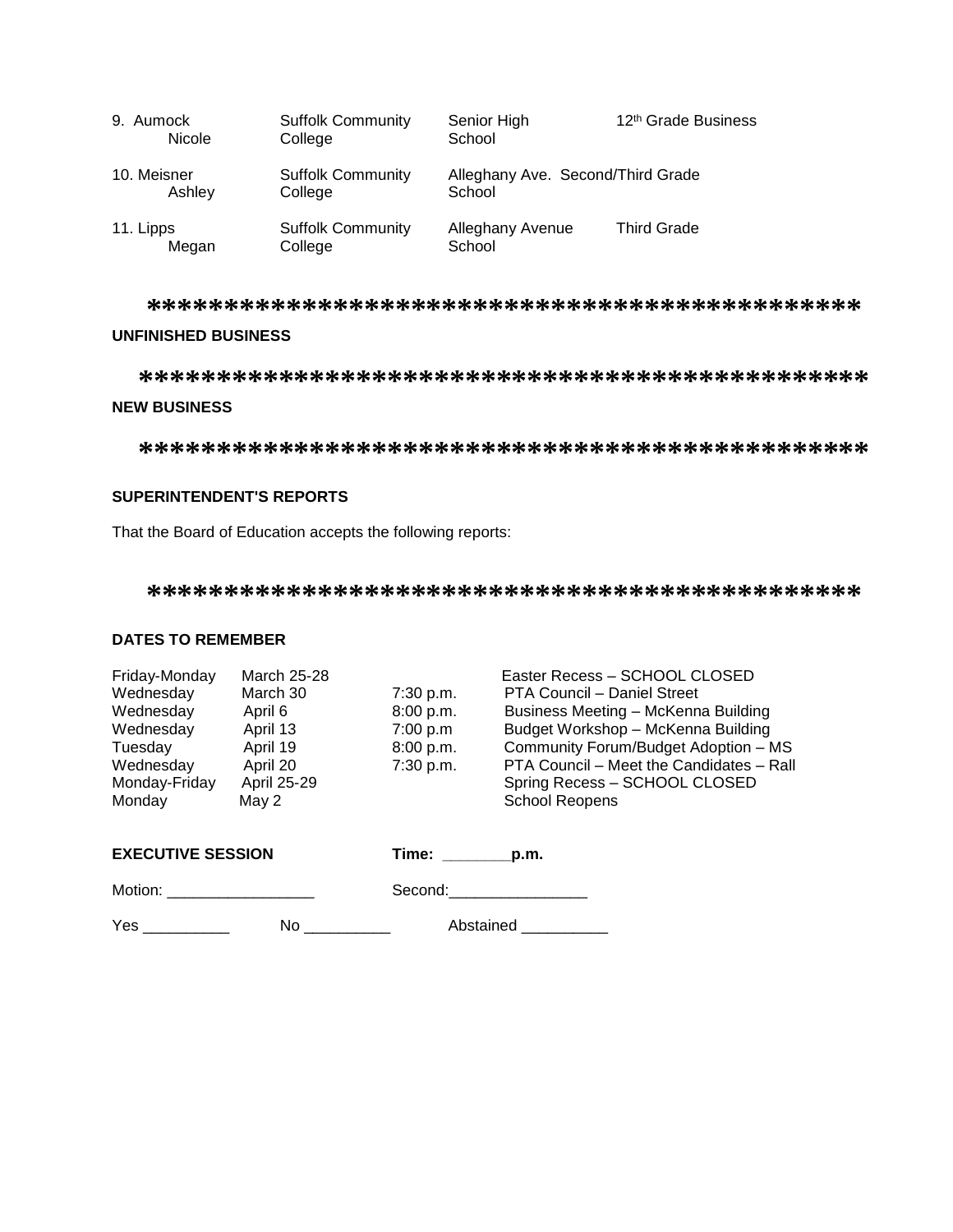| | | | |
|---|---|---|---|
| 9. Aumock Nicole | Suffolk Community College | Senior High School | 12th Grade Business |
| 10. Meisner Ashley | Suffolk Community College | Alleghany Ave. School | Second/Third Grade |
| 11. Lipps Megan | Suffolk Community College | Alleghany Avenue School | Third Grade |

**************************************************

**UNFINISHED BUSINESS**

**************************************************

**NEW BUSINESS**

**************************************************

**SUPERINTENDENT'S REPORTS**

That the Board of Education accepts the following reports:

**************************************************

**DATES TO REMEMBER**

| | | | |
|---|---|---|---|
| Friday-Monday | March 25-28 | | Easter Recess – SCHOOL CLOSED |
| Wednesday | March 30 | 7:30 p.m. | PTA Council – Daniel Street |
| Wednesday | April 6 | 8:00 p.m. | Business Meeting – McKenna Building |
| Wednesday | April 13 | 7:00 p.m | Budget Workshop – McKenna Building |
| Tuesday | April 19 | 8:00 p.m. | Community Forum/Budget Adoption – MS |
| Wednesday | April 20 | 7:30 p.m. | PTA Council – Meet the Candidates – Rall |
| Monday-Friday | April 25-29 | | Spring Recess – SCHOOL CLOSED |
| Monday | May 2 | | School Reopens |

**EXECUTIVE SESSION** **Time: ________p.m.**

Motion: _________________ Second:________________

Yes __________ No __________ Abstained __________